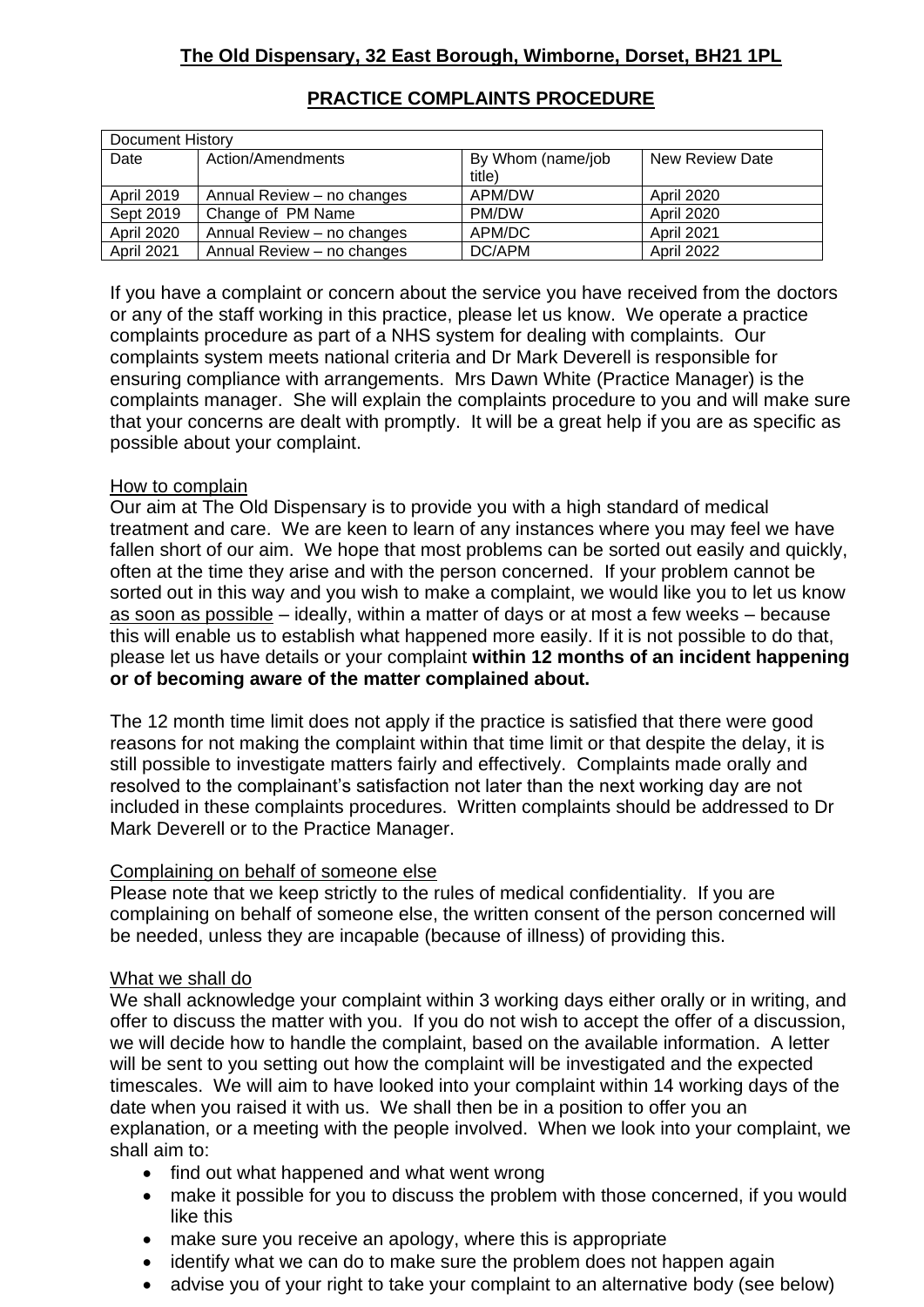**The Old Dispensary, 32 East Borough, Wimborne, Dorset, BH21 1PL**

**PRACTICE COMPLAINTS PROCEDURE**

| Document History | | | |
|---|---|---|---|
| Date | Action/Amendments | By Whom (name/job title) | New Review Date |
| April 2019 | Annual Review – no changes | APM/DW | April 2020 |
| Sept 2019 | Change of PM Name | PM/DW | April 2020 |
| April 2020 | Annual Review – no changes | APM/DC | April 2021 |
| April 2021 | Annual Review – no changes | DC/APM | April 2022 |

If you have a complaint or concern about the service you have received from the doctors or any of the staff working in this practice, please let us know. We operate a practice complaints procedure as part of a NHS system for dealing with complaints. Our complaints system meets national criteria and Dr Mark Deverell is responsible for ensuring compliance with arrangements. Mrs Dawn White (Practice Manager) is the complaints manager. She will explain the complaints procedure to you and will make sure that your concerns are dealt with promptly. It will be a great help if you are as specific as possible about your complaint.

How to complain

Our aim at The Old Dispensary is to provide you with a high standard of medical treatment and care. We are keen to learn of any instances where you may feel we have fallen short of our aim. We hope that most problems can be sorted out easily and quickly, often at the time they arise and with the person concerned. If your problem cannot be sorted out in this way and you wish to make a complaint, we would like you to let us know as soon as possible – ideally, within a matter of days or at most a few weeks – because this will enable us to establish what happened more easily. If it is not possible to do that, please let us have details or your complaint **within 12 months of an incident happening or of becoming aware of the matter complained about.**

The 12 month time limit does not apply if the practice is satisfied that there were good reasons for not making the complaint within that time limit or that despite the delay, it is still possible to investigate matters fairly and effectively. Complaints made orally and resolved to the complainant's satisfaction not later than the next working day are not included in these complaints procedures. Written complaints should be addressed to Dr Mark Deverell or to the Practice Manager.

Complaining on behalf of someone else

Please note that we keep strictly to the rules of medical confidentiality. If you are complaining on behalf of someone else, the written consent of the person concerned will be needed, unless they are incapable (because of illness) of providing this.

What we shall do

We shall acknowledge your complaint within 3 working days either orally or in writing, and offer to discuss the matter with you. If you do not wish to accept the offer of a discussion, we will decide how to handle the complaint, based on the available information. A letter will be sent to you setting out how the complaint will be investigated and the expected timescales. We will aim to have looked into your complaint within 14 working days of the date when you raised it with us. We shall then be in a position to offer you an explanation, or a meeting with the people involved. When we look into your complaint, we shall aim to:

- find out what happened and what went wrong
- make it possible for you to discuss the problem with those concerned, if you would like this
- make sure you receive an apology, where this is appropriate
- identify what we can do to make sure the problem does not happen again
- advise you of your right to take your complaint to an alternative body (see below)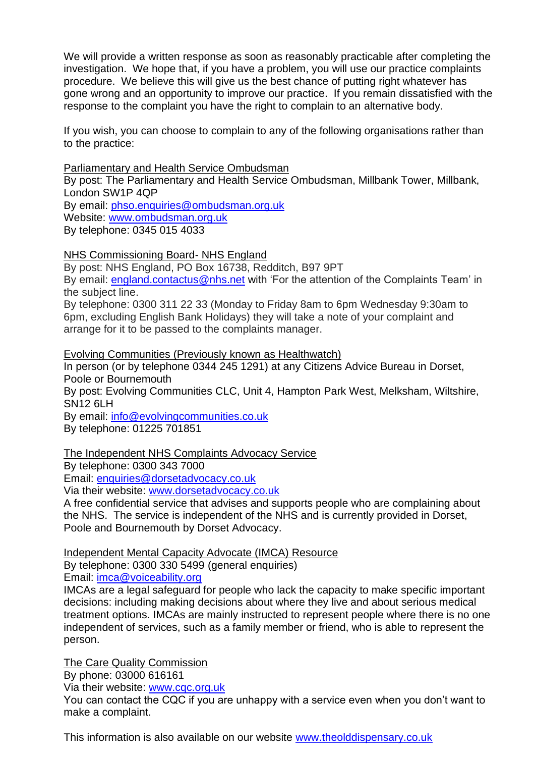We will provide a written response as soon as reasonably practicable after completing the investigation. We hope that, if you have a problem, you will use our practice complaints procedure. We believe this will give us the best chance of putting right whatever has gone wrong and an opportunity to improve our practice. If you remain dissatisfied with the response to the complaint you have the right to complain to an alternative body.

If you wish, you can choose to complain to any of the following organisations rather than to the practice:

Parliamentary and Health Service Ombudsman
By post: The Parliamentary and Health Service Ombudsman, Millbank Tower, Millbank, London SW1P 4QP
By email: phso.enquiries@ombudsman.org.uk
Website: www.ombudsman.org.uk
By telephone: 0345 015 4033

NHS Commissioning Board- NHS England
By post: NHS England, PO Box 16738, Redditch, B97 9PT
By email: england.contactus@nhs.net with 'For the attention of the Complaints Team' in the subject line.
By telephone: 0300 311 22 33 (Monday to Friday 8am to 6pm Wednesday 9:30am to 6pm, excluding English Bank Holidays) they will take a note of your complaint and arrange for it to be passed to the complaints manager.

Evolving Communities (Previously known as Healthwatch)
In person (or by telephone 0344 245 1291) at any Citizens Advice Bureau in Dorset, Poole or Bournemouth
By post: Evolving Communities CLC, Unit 4, Hampton Park West, Melksham, Wiltshire, SN12 6LH
By email: info@evolvingcommunities.co.uk
By telephone: 01225 701851

The Independent NHS Complaints Advocacy Service
By telephone: 0300 343 7000
Email: enquiries@dorsetadvocacy.co.uk
Via their website: www.dorsetadvocacy.co.uk
A free confidential service that advises and supports people who are complaining about the NHS. The service is independent of the NHS and is currently provided in Dorset, Poole and Bournemouth by Dorset Advocacy.

Independent Mental Capacity Advocate (IMCA) Resource
By telephone: 0300 330 5499 (general enquiries)
Email: imca@voiceability.org
IMCAs are a legal safeguard for people who lack the capacity to make specific important decisions: including making decisions about where they live and about serious medical treatment options. IMCAs are mainly instructed to represent people where there is no one independent of services, such as a family member or friend, who is able to represent the person.

The Care Quality Commission
By phone: 03000 616161
Via their website: www.cqc.org.uk
You can contact the CQC if you are unhappy with a service even when you don't want to make a complaint.

This information is also available on our website www.theolddispensary.co.uk